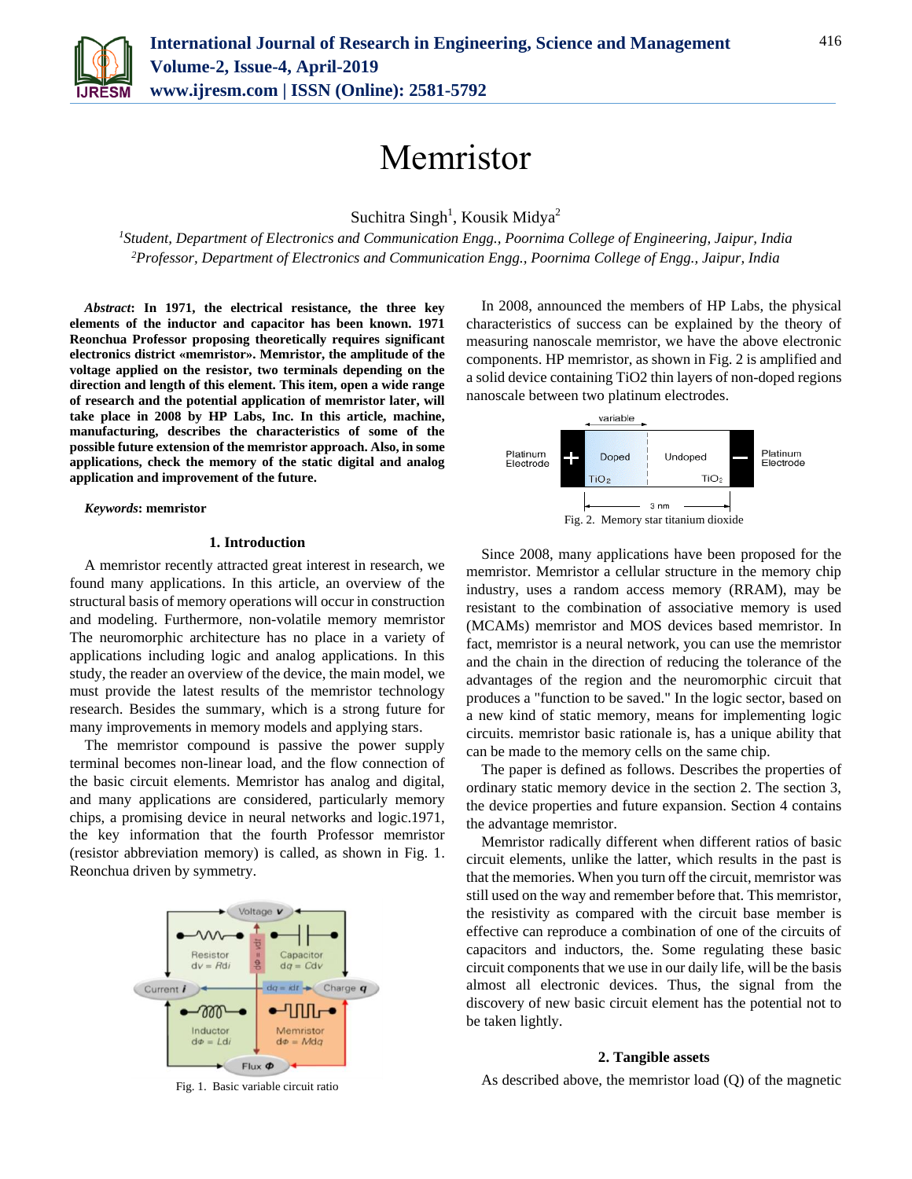# Memristor

Suchitra Singh[1], Kousik Midya[2]

[1]*Student, Department of Electronics and Communication Engg., Poornima College of Engineering, Jaipur, India*
[2]*Professor, Department of Electronics and Communication Engg., Poornima College of Engg., Jaipur, India*

***Abstract*****: In 1971, the electrical resistance, the three key elements of the inductor and capacitor has been known. 1971 Reonchua Professor proposing theoretically requires significant electronics district «memristor». Memristor, the amplitude of the voltage applied on the resistor, two terminals depending on the direction and length of this element. This item, open a wide range of research and the potential application of memristor later, will take place in 2008 by HP Labs, Inc. In this article, machine, manufacturing, describes the characteristics of some of the possible future extension of the memristor approach. Also, in some applications, check the memory of the static digital and analog application and improvement of the future.**

***Keywords*****: memristor**

## 1. Introduction

A memristor recently attracted great interest in research, we found many applications. In this article, an overview of the structural basis of memory operations will occur in construction and modeling. Furthermore, non-volatile memory memristor The neuromorphic architecture has no place in a variety of applications including logic and analog applications. In this study, the reader an overview of the device, the main model, we must provide the latest results of the memristor technology research. Besides the summary, which is a strong future for many improvements in memory models and applying stars.

The memristor compound is passive the power supply terminal becomes non-linear load, and the flow connection of the basic circuit elements. Memristor has analog and digital, and many applications are considered, particularly memory chips, a promising device in neural networks and logic.1971, the key information that the fourth Professor memristor (resistor abbreviation memory) is called, as shown in Fig. 1. Reonchua driven by symmetry.

Fig. 1. Basic variable circuit ratio

In 2008, announced the members of HP Labs, the physical characteristics of success can be explained by the theory of measuring nanoscale memristor, we have the above electronic components. HP memristor, as shown in Fig. 2 is amplified and a solid device containing TiO2 thin layers of non-doped regions nanoscale between two platinum electrodes.

Fig. 2. Memory star titanium dioxide

Since 2008, many applications have been proposed for the memristor. Memristor a cellular structure in the memory chip industry, uses a random access memory (RRAM), may be resistant to the combination of associative memory is used (MCAMs) memristor and MOS devices based memristor. In fact, memristor is a neural network, you can use the memristor and the chain in the direction of reducing the tolerance of the advantages of the region and the neuromorphic circuit that produces a "function to be saved." In the logic sector, based on a new kind of static memory, means for implementing logic circuits. memristor basic rationale is, has a unique ability that can be made to the memory cells on the same chip.

The paper is defined as follows. Describes the properties of ordinary static memory device in the section 2. The section 3, the device properties and future expansion. Section 4 contains the advantage memristor.

Memristor radically different when different ratios of basic circuit elements, unlike the latter, which results in the past is that the memories. When you turn off the circuit, memristor was still used on the way and remember before that. This memristor, the resistivity as compared with the circuit base member is effective can reproduce a combination of one of the circuits of capacitors and inductors, the. Some regulating these basic circuit components that we use in our daily life, will be the basis almost all electronic devices. Thus, the signal from the discovery of new basic circuit element has the potential not to be taken lightly.

## 2. Tangible assets

As described above, the memristor load (Q) of the magnetic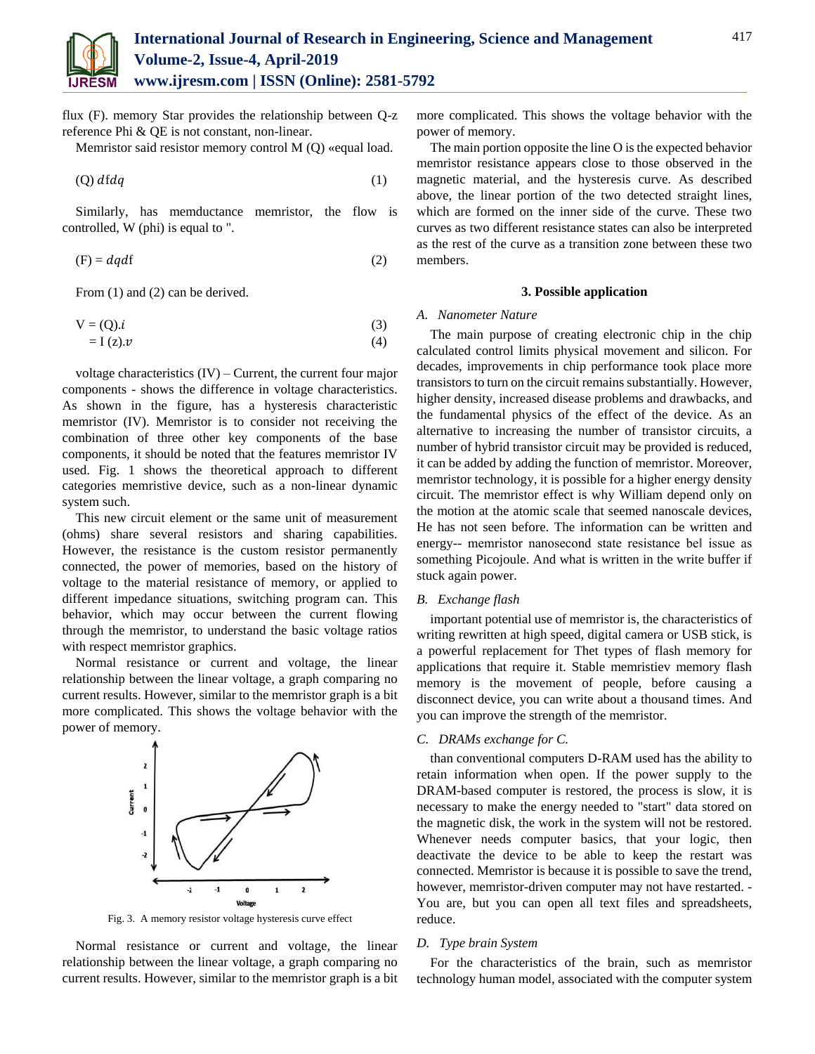flux (F). memory Star provides the relationship between Q-z reference Phi & QE is not constant, non-linear.

Memristor said resistor memory control M (Q) «equal load.

$$(Q)\ dfdq \tag{1}$$

Similarly, has memductance memristor, the flow is controlled, W (phi) is equal to ".

$$(F) = dqdf \tag{2}$$

From (1) and (2) can be derived.

$$V = (Q).i \tag{3}$$

$$= I\ (z).v \tag{4}$$

voltage characteristics (IV) – Current, the current four major components - shows the difference in voltage characteristics. As shown in the figure, has a hysteresis characteristic memristor (IV). Memristor is to consider not receiving the combination of three other key components of the base components, it should be noted that the features memristor IV used. Fig. 1 shows the theoretical approach to different categories memristive device, such as a non-linear dynamic system such.

This new circuit element or the same unit of measurement (ohms) share several resistors and sharing capabilities. However, the resistance is the custom resistor permanently connected, the power of memories, based on the history of voltage to the material resistance of memory, or applied to different impedance situations, switching program can. This behavior, which may occur between the current flowing through the memristor, to understand the basic voltage ratios with respect memristor graphics.

Normal resistance or current and voltage, the linear relationship between the linear voltage, a graph comparing no current results. However, similar to the memristor graph is a bit more complicated. This shows the voltage behavior with the power of memory.

Fig. 3. A memory resistor voltage hysteresis curve effect

Normal resistance or current and voltage, the linear relationship between the linear voltage, a graph comparing no current results. However, similar to the memristor graph is a bit more complicated. This shows the voltage behavior with the power of memory.

The main portion opposite the line O is the expected behavior memristor resistance appears close to those observed in the magnetic material, and the hysteresis curve. As described above, the linear portion of the two detected straight lines, which are formed on the inner side of the curve. These two curves as two different resistance states can also be interpreted as the rest of the curve as a transition zone between these two members.

## 3. Possible application

### *A. Nanometer Nature*

The main purpose of creating electronic chip in the chip calculated control limits physical movement and silicon. For decades, improvements in chip performance took place more transistors to turn on the circuit remains substantially. However, higher density, increased disease problems and drawbacks, and the fundamental physics of the effect of the device. As an alternative to increasing the number of transistor circuits, a number of hybrid transistor circuit may be provided is reduced, it can be added by adding the function of memristor. Moreover, memristor technology, it is possible for a higher energy density circuit. The memristor effect is why William depend only on the motion at the atomic scale that seemed nanoscale devices, He has not seen before. The information can be written and energy-- memristor nanosecond state resistance bell issue as something Picojoule. And what is written in the write buffer if stuck again power.

### *B. Exchange flash*

important potential use of memristor is, the characteristics of writing rewritten at high speed, digital camera or USB stick, is a powerful replacement for Thet types of flash memory for applications that require it. Stable memristiev memory flash memory is the movement of people, before causing a disconnect device, you can write about a thousand times. And you can improve the strength of the memristor.

### *C. DRAMs exchange for C.*

than conventional computers D-RAM used has the ability to retain information when open. If the power supply to the DRAM-based computer is restored, the process is slow, it is necessary to make the energy needed to "start" data stored on the magnetic disk, the work in the system will not be restored. Whenever needs computer basics, that your logic, then deactivate the device to be able to keep the restart was connected. Memristor is because it is possible to save the trend, however, memristor-driven computer may not have restarted. - You are, but you can open all text files and spreadsheets, reduce.

### *D. Type brain System*

For the characteristics of the brain, such as memristor technology human model, associated with the computer system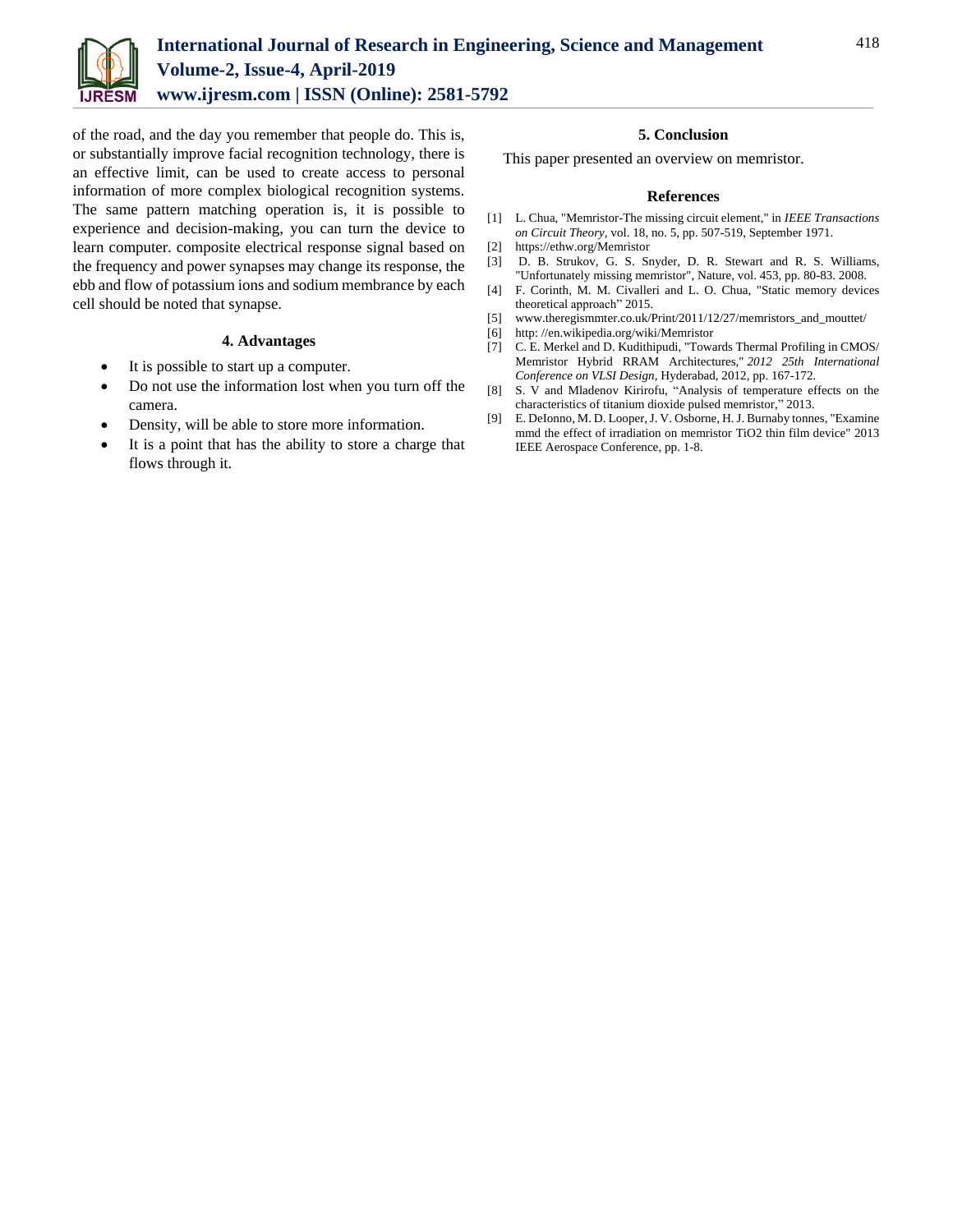of the road, and the day you remember that people do. This is, or substantially improve facial recognition technology, there is an effective limit, can be used to create access to personal information of more complex biological recognition systems. The same pattern matching operation is, it is possible to experience and decision-making, you can turn the device to learn computer. composite electrical response signal based on the frequency and power synapses may change its response, the ebb and flow of potassium ions and sodium membrance by each cell should be noted that synapse.

## 4. Advantages

- It is possible to start up a computer.
- Do not use the information lost when you turn off the camera.
- Density, will be able to store more information.
- It is a point that has the ability to store a charge that flows through it.

## 5. Conclusion

This paper presented an overview on memristor.

## References

[1] L. Chua, "Memristor-The missing circuit element," in *IEEE Transactions on Circuit Theory*, vol. 18, no. 5, pp. 507-519, September 1971.

[2] https://ethw.org/Memristor

[3] D. B. Strukov, G. S. Snyder, D. R. Stewart and R. S. Williams, "Unfortunately missing memristor", Nature, vol. 453, pp. 80-83. 2008.

[4] F. Corinth, M. M. Civalleri and L. O. Chua, "Static memory devices theoretical approach" 2015.

[5] www.theregismmter.co.uk/Print/2011/12/27/memristors_and_mouttet/

[6] http: //en.wikipedia.org/wiki/Memristor

[7] C. E. Merkel and D. Kudithipudi, "Towards Thermal Profiling in CMOS/ Memristor Hybrid RRAM Architectures," *2012 25th International Conference on VLSI Design*, Hyderabad, 2012, pp. 167-172.

[8] S. V and Mladenov Kirirofu, "Analysis of temperature effects on the characteristics of titanium dioxide pulsed memristor," 2013.

[9] E. DeIonno, M. D. Looper, J. V. Osborne, H. J. Burnaby tonnes, "Examine mmd the effect of irradiation on memristor TiO2 thin film device" 2013 IEEE Aerospace Conference, pp. 1-8.